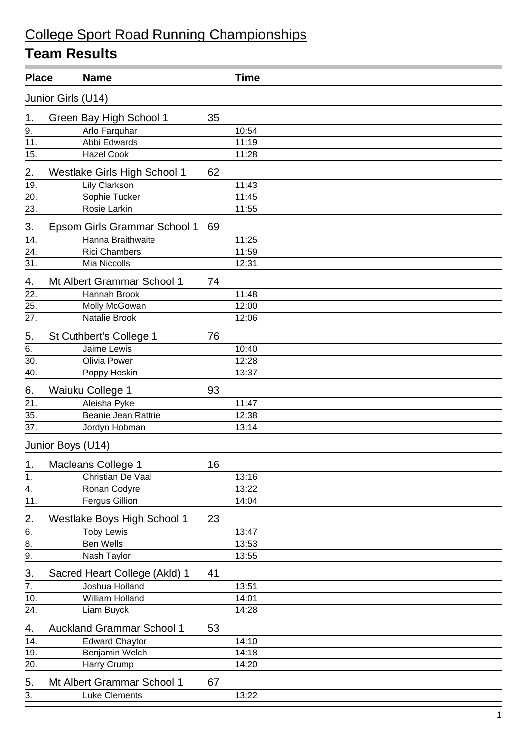# College Sport Road Running Championships

## Team Results

| Place | Name | | Time |
|---|---|---|---|
| **Junior Girls (U14)** | | | |
| 1. | Green Bay High School 1 | 35 | |
| 9. | Arlo Farquhar | | 10:54 |
| 11. | Abbi Edwards | | 11:19 |
| 15. | Hazel Cook | | 11:28 |
| 2. | Westlake Girls High School 1 | 62 | |
| 19. | Lily Clarkson | | 11:43 |
| 20. | Sophie Tucker | | 11:45 |
| 23. | Rosie Larkin | | 11:55 |
| 3. | Epsom Girls Grammar School 1 | 69 | |
| 14. | Hanna Braithwaite | | 11:25 |
| 24. | Rici Chambers | | 11:59 |
| 31. | Mia Niccolls | | 12:31 |
| 4. | Mt Albert Grammar School 1 | 74 | |
| 22. | Hannah Brook | | 11:48 |
| 25. | Molly McGowan | | 12:00 |
| 27. | Natalie Brook | | 12:06 |
| 5. | St Cuthbert's College 1 | 76 | |
| 6. | Jaime Lewis | | 10:40 |
| 30. | Olivia Power | | 12:28 |
| 40. | Poppy Hoskin | | 13:37 |
| 6. | Waiuku College 1 | 93 | |
| 21. | Aleisha Pyke | | 11:47 |
| 35. | Beanie Jean Rattrie | | 12:38 |
| 37. | Jordyn Hobman | | 13:14 |
| **Junior Boys (U14)** | | | |
| 1. | Macleans College 1 | 16 | |
| 1. | Christian De Vaal | | 13:16 |
| 4. | Ronan Codyre | | 13:22 |
| 11. | Fergus Gillion | | 14:04 |
| 2. | Westlake Boys High School 1 | 23 | |
| 6. | Toby Lewis | | 13:47 |
| 8. | Ben Wells | | 13:53 |
| 9. | Nash Taylor | | 13:55 |
| 3. | Sacred Heart College (Akld) 1 | 41 | |
| 7. | Joshua Holland | | 13:51 |
| 10. | William Holland | | 14:01 |
| 24. | Liam Buyck | | 14:28 |
| 4. | Auckland Grammar School 1 | 53 | |
| 14. | Edward Chaytor | | 14:10 |
| 19. | Benjamin Welch | | 14:18 |
| 20. | Harry Crump | | 14:20 |
| 5. | Mt Albert Grammar School 1 | 67 | |
| 3. | Luke Clements | | 13:22 |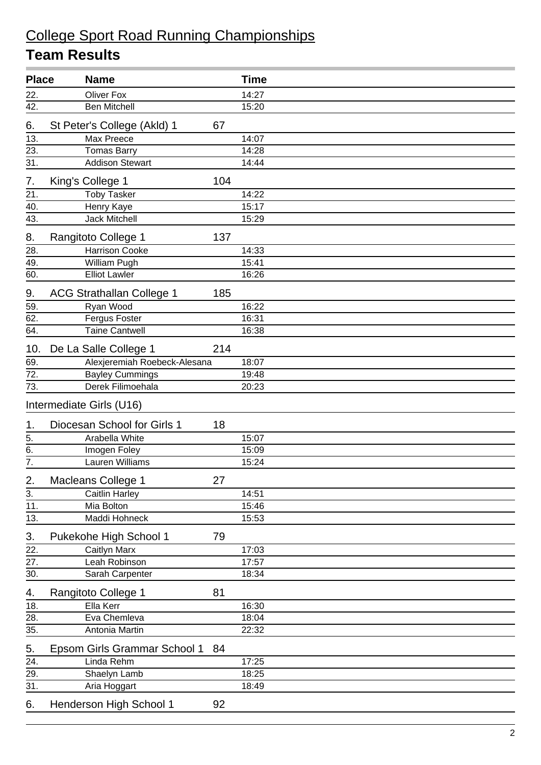# College Sport Road Running Championships

## Team Results

| Place | Name | | Time |
|---|---|---|---|
| 22. | Oliver Fox | | 14:27 |
| 42. | Ben Mitchell | | 15:20 |
| 6. | St Peter's College (Akld) 1 | 67 | |
| 13. | Max Preece | | 14:07 |
| 23. | Tomas Barry | | 14:28 |
| 31. | Addison Stewart | | 14:44 |
| 7. | King's College 1 | 104 | |
| 21. | Toby Tasker | | 14:22 |
| 40. | Henry Kaye | | 15:17 |
| 43. | Jack Mitchell | | 15:29 |
| 8. | Rangitoto College 1 | 137 | |
| 28. | Harrison Cooke | | 14:33 |
| 49. | William Pugh | | 15:41 |
| 60. | Elliot Lawler | | 16:26 |
| 9. | ACG Strathallan College 1 | 185 | |
| 59. | Ryan Wood | | 16:22 |
| 62. | Fergus Foster | | 16:31 |
| 64. | Taine Cantwell | | 16:38 |
| 10. | De La Salle College 1 | 214 | |
| 69. | Alexjeremiah Roebeck-Alesana | | 18:07 |
| 72. | Bayley Cummings | | 19:48 |
| 73. | Derek Filimoehala | | 20:23 |

Intermediate Girls (U16)

| Place | Name | | Time |
|---|---|---|---|
| 1. | Diocesan School for Girls 1 | 18 | |
| 5. | Arabella White | | 15:07 |
| 6. | Imogen Foley | | 15:09 |
| 7. | Lauren Williams | | 15:24 |
| 2. | Macleans College 1 | 27 | |
| 3. | Caitlin Harley | | 14:51 |
| 11. | Mia Bolton | | 15:46 |
| 13. | Maddi Hohneck | | 15:53 |
| 3. | Pukekohe High School 1 | 79 | |
| 22. | Caitlyn Marx | | 17:03 |
| 27. | Leah Robinson | | 17:57 |
| 30. | Sarah Carpenter | | 18:34 |
| 4. | Rangitoto College 1 | 81 | |
| 18. | Ella Kerr | | 16:30 |
| 28. | Eva Chemleva | | 18:04 |
| 35. | Antonia Martin | | 22:32 |
| 5. | Epsom Girls Grammar School 1 | 84 | |
| 24. | Linda Rehm | | 17:25 |
| 29. | Shaelyn Lamb | | 18:25 |
| 31. | Aria Hoggart | | 18:49 |
| 6. | Henderson High School 1 | 92 | |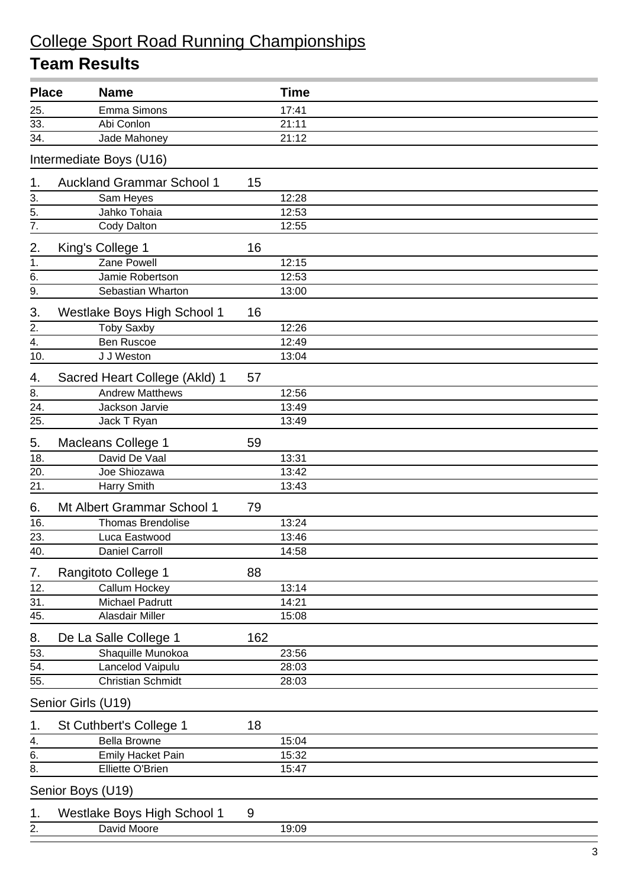# College Sport Road Running Championships

## Team Results

| Place | Name | | Time |
|---|---|---|---|
| 25. | Emma Simons | | 17:41 |
| 33. | Abi Conlon | | 21:11 |
| 34. | Jade Mahoney | | 21:12 |
| **Intermediate Boys (U16)** | | | |
| **1.** | **Auckland Grammar School 1** | **15** | |
| 3. | Sam Heyes | | 12:28 |
| 5. | Jahko Tohaia | | 12:53 |
| 7. | Cody Dalton | | 12:55 |
| **2.** | **King's College 1** | **16** | |
| 1. | Zane Powell | | 12:15 |
| 6. | Jamie Robertson | | 12:53 |
| 9. | Sebastian Wharton | | 13:00 |
| **3.** | **Westlake Boys High School 1** | **16** | |
| 2. | Toby Saxby | | 12:26 |
| 4. | Ben Ruscoe | | 12:49 |
| 10. | J J Weston | | 13:04 |
| **4.** | **Sacred Heart College (Akld) 1** | **57** | |
| 8. | Andrew Matthews | | 12:56 |
| 24. | Jackson Jarvie | | 13:49 |
| 25. | Jack T Ryan | | 13:49 |
| **5.** | **Macleans College 1** | **59** | |
| 18. | David De Vaal | | 13:31 |
| 20. | Joe Shiozawa | | 13:42 |
| 21. | Harry Smith | | 13:43 |
| **6.** | **Mt Albert Grammar School 1** | **79** | |
| 16. | Thomas Brendolise | | 13:24 |
| 23. | Luca Eastwood | | 13:46 |
| 40. | Daniel Carroll | | 14:58 |
| **7.** | **Rangitoto College 1** | **88** | |
| 12. | Callum Hockey | | 13:14 |
| 31. | Michael Padrutt | | 14:21 |
| 45. | Alasdair Miller | | 15:08 |
| **8.** | **De La Salle College 1** | **162** | |
| 53. | Shaquille Munokoa | | 23:56 |
| 54. | Lancelod Vaipulu | | 28:03 |
| 55. | Christian Schmidt | | 28:03 |
| **Senior Girls (U19)** | | | |
| **1.** | **St Cuthbert's College 1** | **18** | |
| 4. | Bella Browne | | 15:04 |
| 6. | Emily Hacket Pain | | 15:32 |
| 8. | Elliette O'Brien | | 15:47 |
| **Senior Boys (U19)** | | | |
| **1.** | **Westlake Boys High School 1** | **9** | |
| 2. | David Moore | | 19:09 |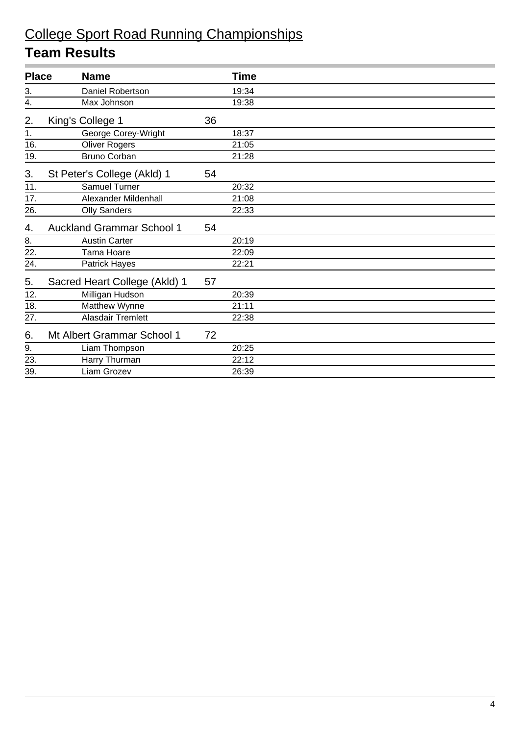# College Sport Road Running Championships

## Team Results

| Place | | Name | | Time |
|---|---|---|---|---|
| 3. | | Daniel Robertson | | 19:34 |
| 4. | | Max Johnson | | 19:38 |
| 2. | King's College 1 | | 36 | |
| 1. | | George Corey-Wright | | 18:37 |
| 16. | | Oliver Rogers | | 21:05 |
| 19. | | Bruno Corban | | 21:28 |
| 3. | St Peter's College (Akld) 1 | | 54 | |
| 11. | | Samuel Turner | | 20:32 |
| 17. | | Alexander Mildenhall | | 21:08 |
| 26. | | Olly Sanders | | 22:33 |
| 4. | Auckland Grammar School 1 | | 54 | |
| 8. | | Austin Carter | | 20:19 |
| 22. | | Tama Hoare | | 22:09 |
| 24. | | Patrick Hayes | | 22:21 |
| 5. | Sacred Heart College (Akld) 1 | | 57 | |
| 12. | | Milligan Hudson | | 20:39 |
| 18. | | Matthew Wynne | | 21:11 |
| 27. | | Alasdair Tremlett | | 22:38 |
| 6. | Mt Albert Grammar School 1 | | 72 | |
| 9. | | Liam Thompson | | 20:25 |
| 23. | | Harry Thurman | | 22:12 |
| 39. | | Liam Grozev | | 26:39 |